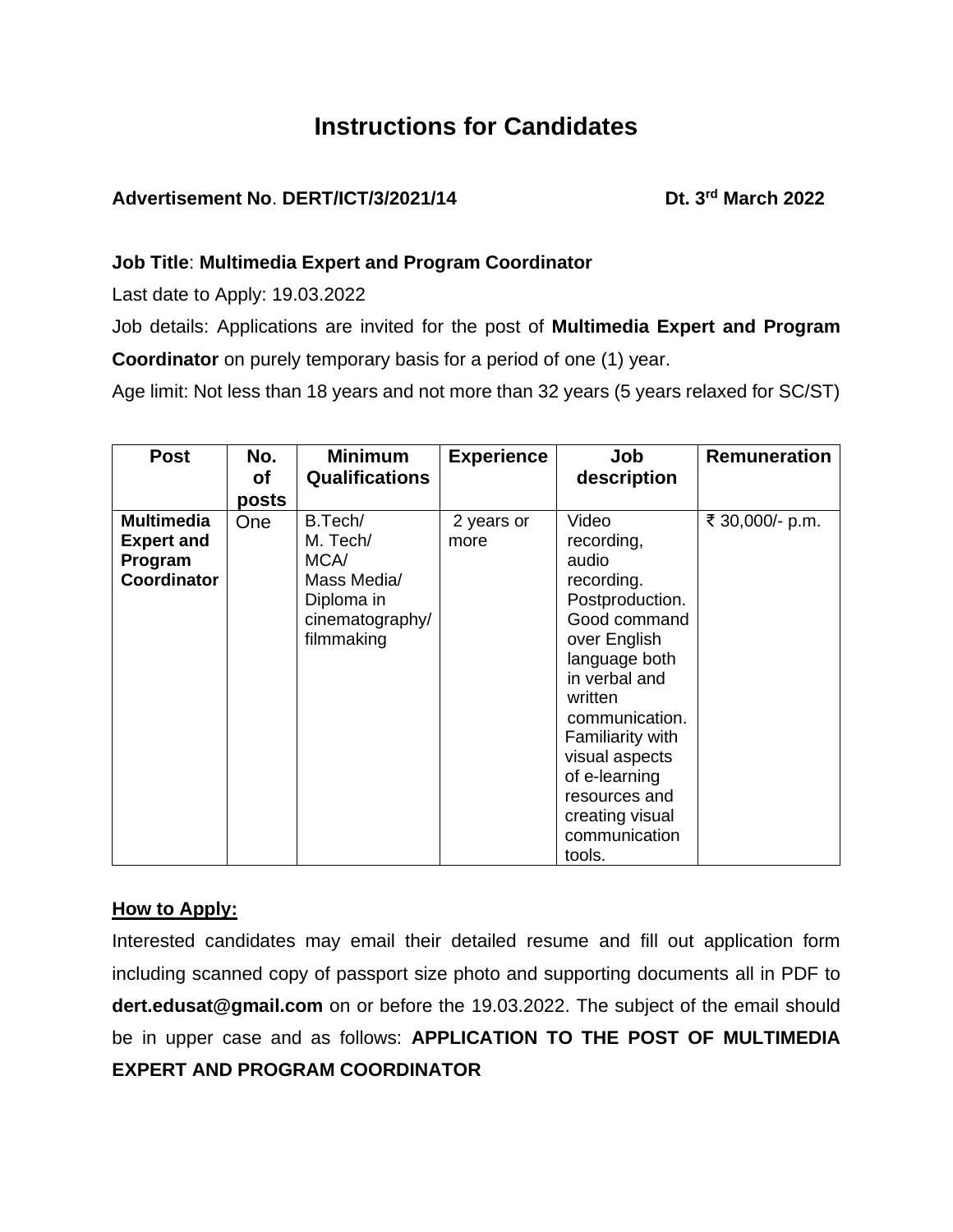# Instructions for Candidates

**Advertisement No**. **DERT/ICT/3/2021/14** **Dt. 3rd March 2022**

**Job Title**: **Multimedia Expert and Program Coordinator**

Last date to Apply: 19.03.2022

Job details: Applications are invited for the post of **Multimedia Expert and Program Coordinator** on purely temporary basis for a period of one (1) year.

Age limit: Not less than 18 years and not more than 32 years (5 years relaxed for SC/ST)

| Post | No. of posts | Minimum Qualifications | Experience | Job description | Remuneration |
|---|---|---|---|---|---|
| **Multimedia Expert and Program Coordinator** | One | B.Tech/ M. Tech/ MCA/ Mass Media/ Diploma in cinematography/ filmmaking | 2 years or more | Video recording, audio recording. Postproduction. Good command over English language both in verbal and written communication. Familiarity with visual aspects of e-learning resources and creating visual communication tools. | ₹ 30,000/- p.m. |

**How to Apply:**

Interested candidates may email their detailed resume and fill out application form including scanned copy of passport size photo and supporting documents all in PDF to **dert.edusat@gmail.com** on or before the 19.03.2022. The subject of the email should be in upper case and as follows: **APPLICATION TO THE POST OF MULTIMEDIA EXPERT AND PROGRAM COORDINATOR**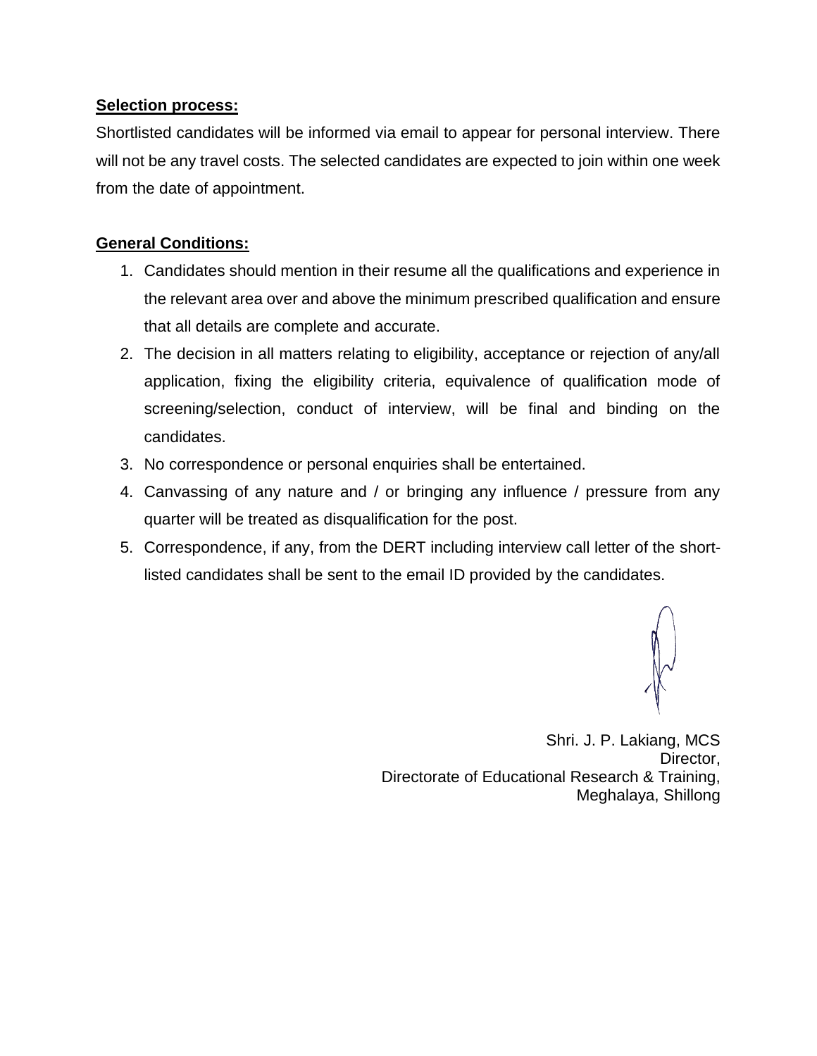**Selection process:**

Shortlisted candidates will be informed via email to appear for personal interview. There will not be any travel costs. The selected candidates are expected to join within one week from the date of appointment.

**General Conditions:**

1. Candidates should mention in their resume all the qualifications and experience in the relevant area over and above the minimum prescribed qualification and ensure that all details are complete and accurate.
2. The decision in all matters relating to eligibility, acceptance or rejection of any/all application, fixing the eligibility criteria, equivalence of qualification mode of screening/selection, conduct of interview, will be final and binding on the candidates.
3. No correspondence or personal enquiries shall be entertained.
4. Canvassing of any nature and / or bringing any influence / pressure from any quarter will be treated as disqualification for the post.
5. Correspondence, if any, from the DERT including interview call letter of the short-listed candidates shall be sent to the email ID provided by the candidates.

Shri. J. P. Lakiang, MCS
Director,
Directorate of Educational Research & Training,
Meghalaya, Shillong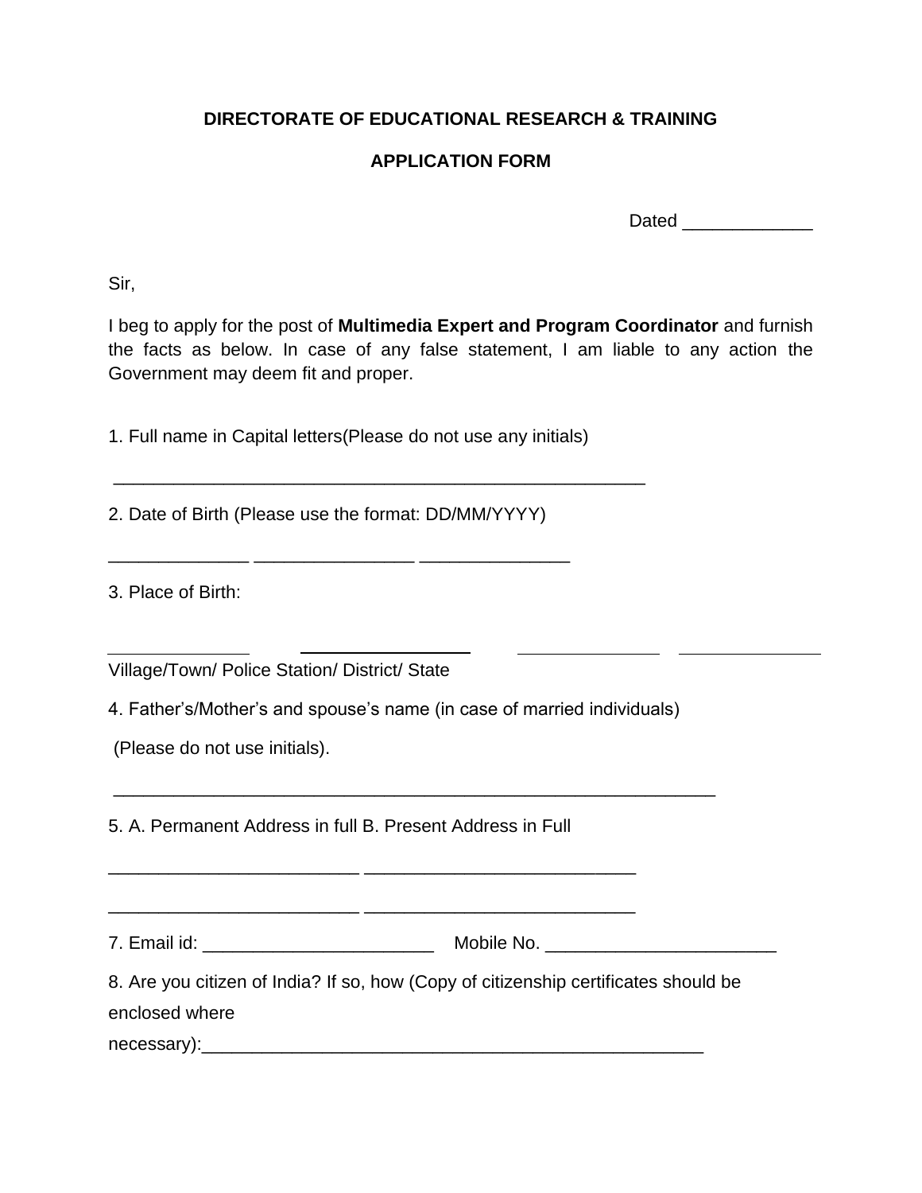**DIRECTORATE OF EDUCATIONAL RESEARCH & TRAINING**

**APPLICATION FORM**

Dated _____________

Sir,

I beg to apply for the post of **Multimedia Expert and Program Coordinator** and furnish the facts as below. In case of any false statement, I am liable to any action the Government may deem fit and proper.

1. Full name in Capital letters(Please do not use any initials)

_______________________________________________________

2. Date of Birth (Please use the format: DD/MM/YYYY)

______________ ________________ _______________

3. Place of Birth:

______________ ________________ ______________ ______________

Village/Town/ Police Station/ District/ State

4. Father's/Mother's and spouse's name (in case of married individuals)

(Please do not use initials).

______________________________________________________________

5. A. Permanent Address in full B. Present Address in Full

_________________________ ___________________________

_________________________ ___________________________

7. Email id: _______________________ Mobile No. _______________________

8. Are you citizen of India? If so, how (Copy of citizenship certificates should be enclosed where necessary):__________________________________________________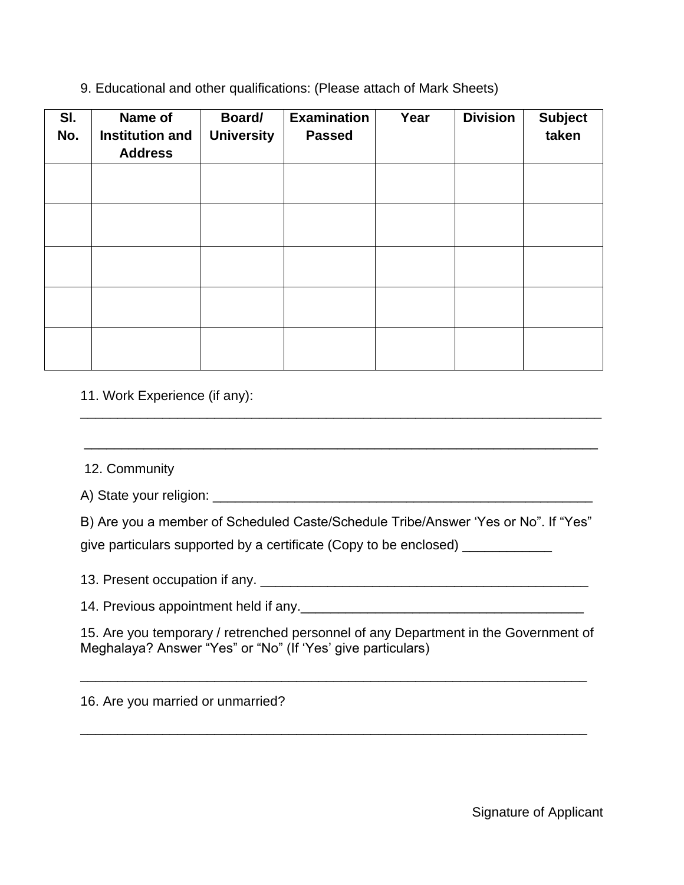9. Educational and other qualifications: (Please attach of Mark Sheets)

| Sl. No. | Name of Institution and Address | Board/ University | Examination Passed | Year | Division | Subject taken |
|---|---|---|---|---|---|---|
| | | | | | | |
| | | | | | | |
| | | | | | | |
| | | | | | | |
| | | | | | | |

11. Work Experience (if any):

________________________________________________________________________

________________________________________________________________________

12. Community

A) State your religion: ____________________________________________________

B) Are you a member of Scheduled Caste/Schedule Tribe/Answer 'Yes or No". If "Yes" give particulars supported by a certificate (Copy to be enclosed) ____________

13. Present occupation if any. _____________________________________________

14. Previous appointment held if any.______________________________________

15. Are you temporary / retrenched personnel of any Department in the Government of Meghalaya? Answer "Yes" or "No" (If 'Yes' give particulars)

________________________________________________________________________

16. Are you married or unmarried?

________________________________________________________________________

Signature of Applicant